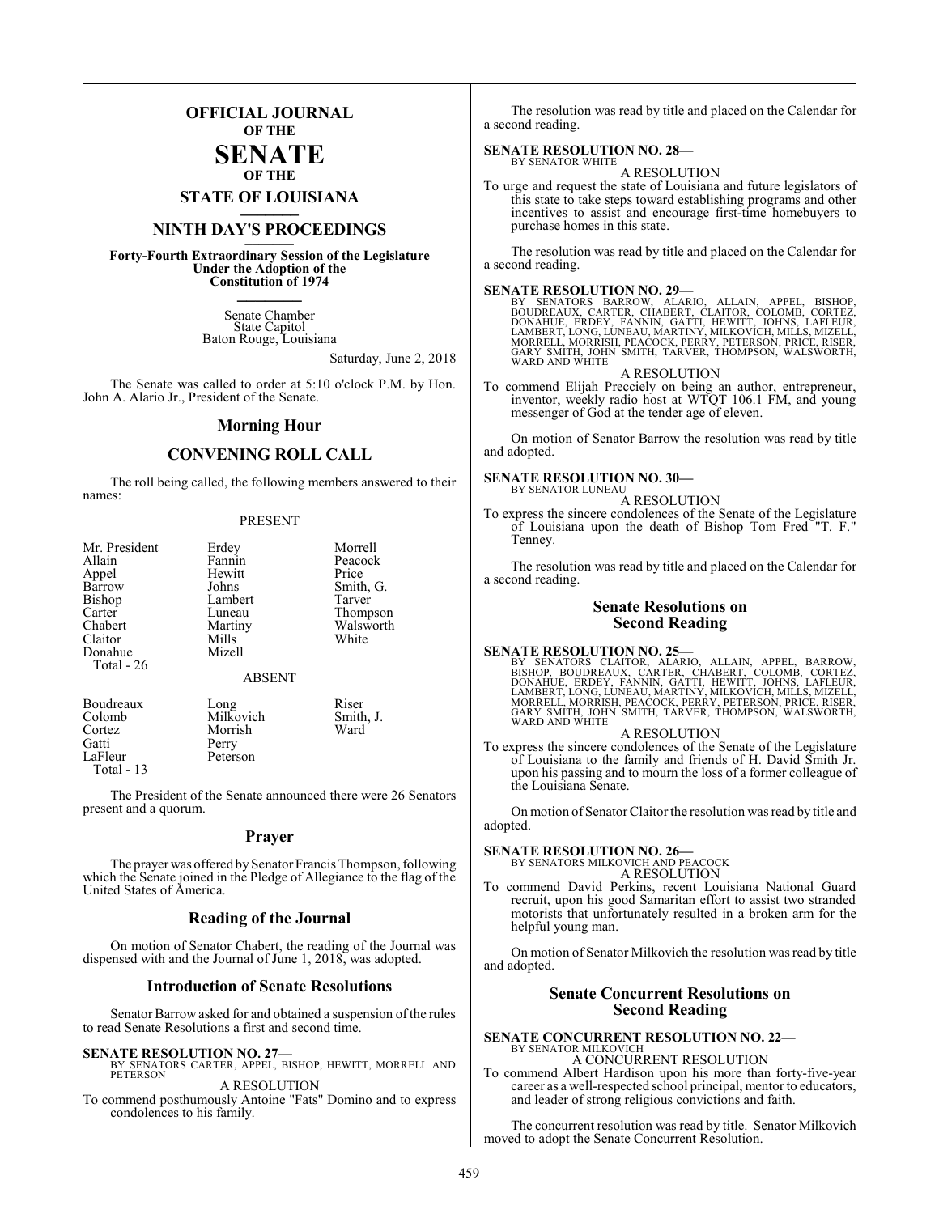# OFFICIAL JOURNAL
**OF THE**
# SENATE
**OF THE**
## STATE OF LOUISIANA

## NINTH DAY'S PROCEEDINGS

**Forty-Fourth Extraordinary Session of the Legislature Under the Adoption of the Constitution of 1974**

Senate Chamber
State Capitol
Baton Rouge, Louisiana

Saturday, June 2, 2018

The Senate was called to order at 5:10 o'clock P.M. by Hon. John A. Alario Jr., President of the Senate.

## Morning Hour

## CONVENING ROLL CALL

The roll being called, the following members answered to their names:

PRESENT

| | | |
|---|---|---|
| Mr. President | Erdey | Morrell |
| Allain | Fannin | Peacock |
| Appel | Hewitt | Price |
| Barrow | Johns | Smith, G. |
| Bishop | Lambert | Tarver |
| Carter | Luneau | Thompson |
| Chabert | Martiny | Walsworth |
| Claitor | Mills | White |
| Donahue | Mizell | |
| Total - 26 | | |

ABSENT

| | | |
|---|---|---|
| Boudreaux | Long | Riser |
| Colomb | Milkovich | Smith, J. |
| Cortez | Morrish | Ward |
| Gatti | Perry | |
| LaFleur | Peterson | |
| Total - 13 | | |

The President of the Senate announced there were 26 Senators present and a quorum.

## Prayer

The prayer was offered by Senator Francis Thompson, following which the Senate joined in the Pledge of Allegiance to the flag of the United States of America.

## Reading of the Journal

On motion of Senator Chabert, the reading of the Journal was dispensed with and the Journal of June 1, 2018, was adopted.

## Introduction of Senate Resolutions

Senator Barrow asked for and obtained a suspension of the rules to read Senate Resolutions a first and second time.

**SENATE RESOLUTION NO. 27—**
BY SENATORS CARTER, APPEL, BISHOP, HEWITT, MORRELL AND PETERSON

A RESOLUTION

To commend posthumously Antoine "Fats" Domino and to express condolences to his family.

The resolution was read by title and placed on the Calendar for a second reading.

**SENATE RESOLUTION NO. 28—**
BY SENATOR WHITE

A RESOLUTION

To urge and request the state of Louisiana and future legislators of this state to take steps toward establishing programs and other incentives to assist and encourage first-time homebuyers to purchase homes in this state.

The resolution was read by title and placed on the Calendar for a second reading.

**SENATE RESOLUTION NO. 29—**
BY SENATORS BARROW, ALARIO, ALLAIN, APPEL, BISHOP, BOUDREAUX, CARTER, CHABERT, CLAITOR, COLOMB, CORTEZ, DONAHUE, ERDEY, FANNIN, GATTI, HEWITT, JOHNS, LAFLEUR, LAMBERT, LONG, LUNEAU, MARTINY, MILKOVICH, MILLS, MIZELL, MORRELL, MORRISH, PEACOCK, PERRY, PETERSON, PRICE, RISER, GARY SMITH, JOHN SMITH, TARVER, THOMPSON, WALSWORTH, WARD AND WHITE

A RESOLUTION

To commend Elijah Precciely on being an author, entrepreneur, inventor, weekly radio host at WTQT 106.1 FM, and young messenger of God at the tender age of eleven.

On motion of Senator Barrow the resolution was read by title and adopted.

**SENATE RESOLUTION NO. 30—**
BY SENATOR LUNEAU

A RESOLUTION

To express the sincere condolences of the Senate of the Legislature of Louisiana upon the death of Bishop Tom Fred "T. F." Tenney.

The resolution was read by title and placed on the Calendar for a second reading.

## Senate Resolutions on Second Reading

**SENATE RESOLUTION NO. 25—**
BY SENATORS CLAITOR, ALARIO, ALLAIN, APPEL, BARROW, BISHOP, BOUDREAUX, CARTER, CHABERT, COLOMB, CORTEZ, DONAHUE, ERDEY, FANNIN, GATTI, HEWITT, JOHNS, LAFLEUR, LAMBERT, LONG, LUNEAU, MARTINY, MILKOVICH, MILLS, MIZELL, MORRELL, MORRISH, PEACOCK, PERRY, PETERSON, PRICE, RISER, GARY SMITH, JOHN SMITH, TARVER, THOMPSON, WALSWORTH, WARD AND WHITE

A RESOLUTION

To express the sincere condolences of the Senate of the Legislature of Louisiana to the family and friends of H. David Smith Jr. upon his passing and to mourn the loss of a former colleague of the Louisiana Senate.

On motion of Senator Claitor the resolution was read by title and adopted.

**SENATE RESOLUTION NO. 26—**
BY SENATORS MILKOVICH AND PEACOCK

A RESOLUTION

To commend David Perkins, recent Louisiana National Guard recruit, upon his good Samaritan effort to assist two stranded motorists that unfortunately resulted in a broken arm for the helpful young man.

On motion of Senator Milkovich the resolution was read by title and adopted.

## Senate Concurrent Resolutions on Second Reading

**SENATE CONCURRENT RESOLUTION NO. 22—**
BY SENATOR MILKOVICH

A CONCURRENT RESOLUTION

To commend Albert Hardison upon his more than forty-five-year career as a well-respected school principal, mentor to educators, and leader of strong religious convictions and faith.

The concurrent resolution was read by title. Senator Milkovich moved to adopt the Senate Concurrent Resolution.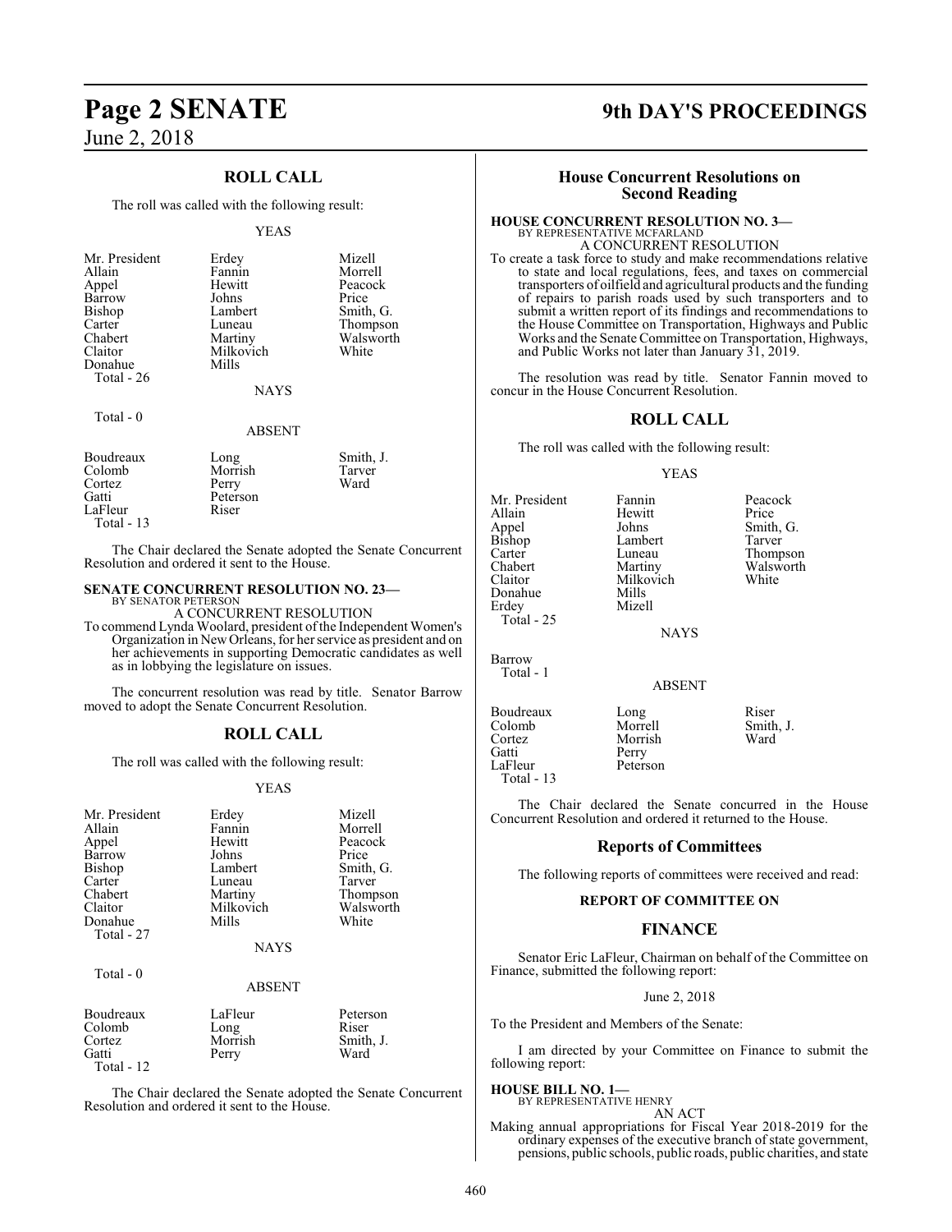## ROLL CALL

The roll was called with the following result:

YEAS

| | | |
|---|---|---|
| Mr. President | Erdey | Mizell |
| Allain | Fannin | Morrell |
| Appel | Hewitt | Peacock |
| Barrow | Johns | Price |
| Bishop | Lambert | Smith, G. |
| Carter | Luneau | Thompson |
| Chabert | Martiny | Walsworth |
| Claitor | Milkovich | White |
| Donahue | Mills | |

Total - 26

NAYS

Total - 0

ABSENT

| | | |
|---|---|---|
| Boudreaux | Long | Smith, J. |
| Colomb | Morrish | Tarver |
| Cortez | Perry | Ward |
| Gatti | Peterson | |
| LaFleur | Riser | |

Total - 13

The Chair declared the Senate adopted the Senate Concurrent Resolution and ordered it sent to the House.

**SENATE CONCURRENT RESOLUTION NO. 23—**
BY SENATOR PETERSON

A CONCURRENT RESOLUTION

To commend Lynda Woolard, president of the Independent Women's Organization in New Orleans, for her service as president and on her achievements in supporting Democratic candidates as well as in lobbying the legislature on issues.

The concurrent resolution was read by title. Senator Barrow moved to adopt the Senate Concurrent Resolution.

## ROLL CALL

The roll was called with the following result:

YEAS

| | | |
|---|---|---|
| Mr. President | Erdey | Mizell |
| Allain | Fannin | Morrell |
| Appel | Hewitt | Peacock |
| Barrow | Johns | Price |
| Bishop | Lambert | Smith, G. |
| Carter | Luneau | Tarver |
| Chabert | Martiny | Thompson |
| Claitor | Milkovich | Walsworth |
| Donahue | Mills | White |

Total - 27

NAYS

Total - 0

ABSENT

| | | |
|---|---|---|
| Boudreaux | LaFleur | Peterson |
| Colomb | Long | Riser |
| Cortez | Morrish | Smith, J. |
| Gatti | Perry | Ward |

Total - 12

The Chair declared the Senate adopted the Senate Concurrent Resolution and ordered it sent to the House.

## House Concurrent Resolutions on Second Reading

**HOUSE CONCURRENT RESOLUTION NO. 3—**
BY REPRESENTATIVE MCFARLAND

A CONCURRENT RESOLUTION

To create a task force to study and make recommendations relative to state and local regulations, fees, and taxes on commercial transporters of oilfield and agricultural products and the funding of repairs to parish roads used by such transporters and to submit a written report of its findings and recommendations to the House Committee on Transportation, Highways and Public Works and the Senate Committee on Transportation, Highways, and Public Works not later than January 31, 2019.

The resolution was read by title. Senator Fannin moved to concur in the House Concurrent Resolution.

## ROLL CALL

The roll was called with the following result:

YEAS

| | | |
|---|---|---|
| Mr. President | Fannin | Peacock |
| Allain | Hewitt | Price |
| Appel | Johns | Smith, G. |
| Bishop | Lambert | Tarver |
| Carter | Luneau | Thompson |
| Chabert | Martiny | Walsworth |
| Claitor | Milkovich | White |
| Donahue | Mills | |
| Erdey | Mizell | |

Total - 25

NAYS

Barrow

Total - 1

ABSENT

| | | |
|---|---|---|
| Boudreaux | Long | Riser |
| Colomb | Morrell | Smith, J. |
| Cortez | Morrish | Ward |
| Gatti | Perry | |
| LaFleur | Peterson | |

Total - 13

The Chair declared the Senate concurred in the House Concurrent Resolution and ordered it returned to the House.

## Reports of Committees

The following reports of committees were received and read:

### REPORT OF COMMITTEE ON

### FINANCE

Senator Eric LaFleur, Chairman on behalf of the Committee on Finance, submitted the following report:

June 2, 2018

To the President and Members of the Senate:

I am directed by your Committee on Finance to submit the following report:

**HOUSE BILL NO. 1—**
BY REPRESENTATIVE HENRY

AN ACT

Making annual appropriations for Fiscal Year 2018-2019 for the ordinary expenses of the executive branch of state government, pensions, public schools, public roads, public charities, and state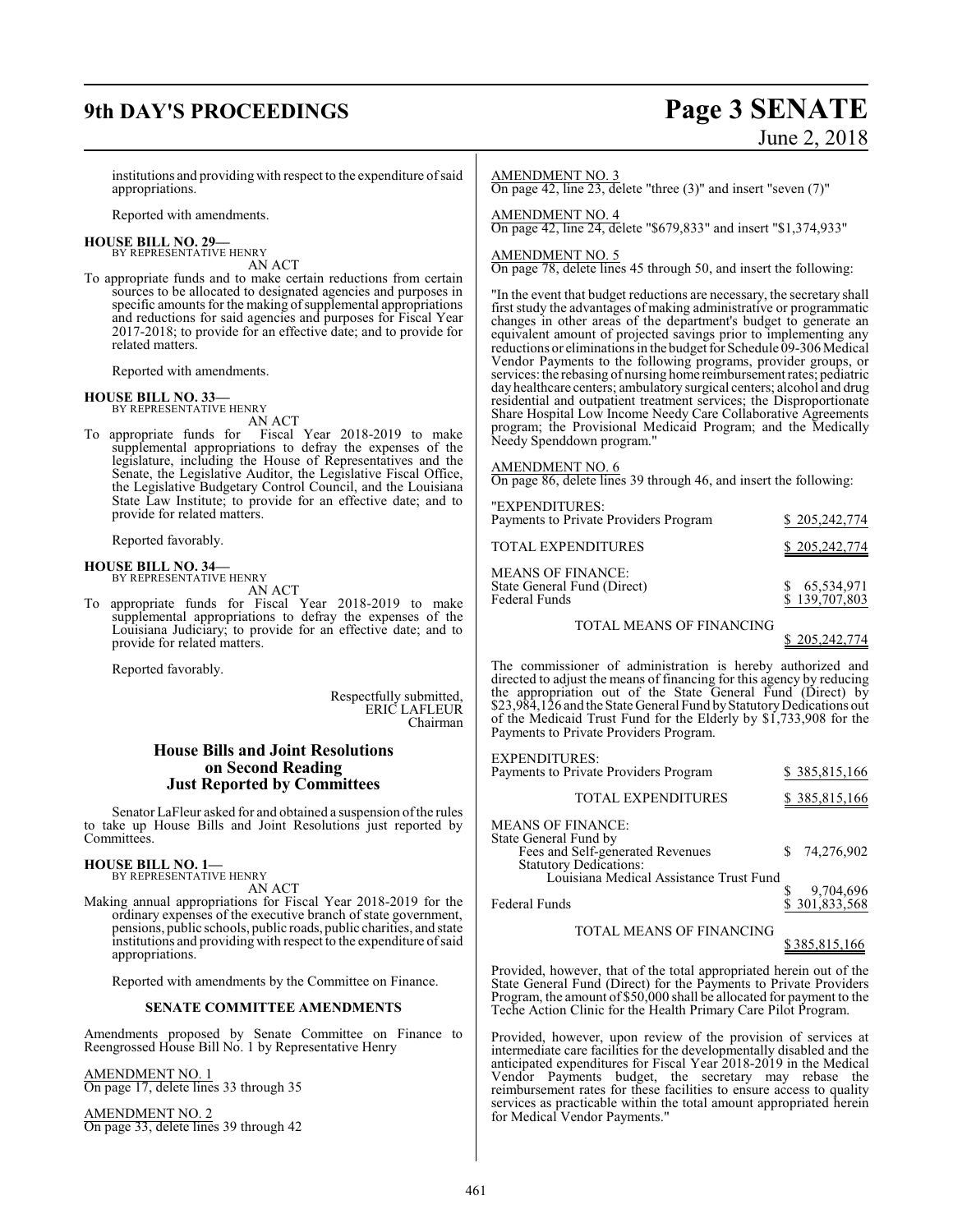institutions and providing with respect to the expenditure of said appropriations.

Reported with amendments.

**HOUSE BILL NO. 29—**
BY REPRESENTATIVE HENRY

AN ACT

To appropriate funds and to make certain reductions from certain sources to be allocated to designated agencies and purposes in specific amounts for the making of supplemental appropriations and reductions for said agencies and purposes for Fiscal Year 2017-2018; to provide for an effective date; and to provide for related matters.

Reported with amendments.

**HOUSE BILL NO. 33—**
BY REPRESENTATIVE HENRY

AN ACT

To appropriate funds for Fiscal Year 2018-2019 to make supplemental appropriations to defray the expenses of the legislature, including the House of Representatives and the Senate, the Legislative Auditor, the Legislative Fiscal Office, the Legislative Budgetary Control Council, and the Louisiana State Law Institute; to provide for an effective date; and to provide for related matters.

Reported favorably.

**HOUSE BILL NO. 34—**
BY REPRESENTATIVE HENRY

AN ACT

To appropriate funds for Fiscal Year 2018-2019 to make supplemental appropriations to defray the expenses of the Louisiana Judiciary; to provide for an effective date; and to provide for related matters.

Reported favorably.

Respectfully submitted,
ERIC LAFLEUR
Chairman

## House Bills and Joint Resolutions on Second Reading Just Reported by Committees

Senator LaFleur asked for and obtained a suspension of the rules to take up House Bills and Joint Resolutions just reported by Committees.

**HOUSE BILL NO. 1—**
BY REPRESENTATIVE HENRY

AN ACT

Making annual appropriations for Fiscal Year 2018-2019 for the ordinary expenses of the executive branch of state government, pensions, public schools, public roads, public charities, and state institutions and providing with respect to the expenditure of said appropriations.

Reported with amendments by the Committee on Finance.

### SENATE COMMITTEE AMENDMENTS

Amendments proposed by Senate Committee on Finance to Reengrossed House Bill No. 1 by Representative Henry

AMENDMENT NO. 1
On page 17, delete lines 33 through 35

AMENDMENT NO. 2
On page 33, delete lines 39 through 42

AMENDMENT NO. 3
On page 42, line 23, delete "three (3)" and insert "seven (7)"

AMENDMENT NO. 4
On page 42, line 24, delete "$679,833" and insert "$1,374,933"

AMENDMENT NO. 5
On page 78, delete lines 45 through 50, and insert the following:

"In the event that budget reductions are necessary, the secretary shall first study the advantages of making administrative or programmatic changes in other areas of the department's budget to generate an equivalent amount of projected savings prior to implementing any reductions or eliminations in the budget for Schedule 09-306 Medical Vendor Payments to the following programs, provider groups, or services: the rebasing of nursing home reimbursement rates; pediatric day healthcare centers; ambulatory surgical centers; alcohol and drug residential and outpatient treatment services; the Disproportionate Share Hospital Low Income Needy Care Collaborative Agreements program; the Provisional Medicaid Program; and the Medically Needy Spenddown program."

AMENDMENT NO. 6
On page 86, delete lines 39 through 46, and insert the following:

"EXPENDITURES:
Payments to Private Providers Program $ 205,242,774

TOTAL EXPENDITURES $ 205,242,774

MEANS OF FINANCE:
State General Fund (Direct) $ 65,534,971
Federal Funds $ 139,707,803

TOTAL MEANS OF FINANCING $ 205,242,774

The commissioner of administration is hereby authorized and directed to adjust the means of financing for this agency by reducing the appropriation out of the State General Fund (Direct) by $23,984,126 and the State General Fund by Statutory Dedications out of the Medicaid Trust Fund for the Elderly by $1,733,908 for the Payments to Private Providers Program.

EXPENDITURES:
Payments to Private Providers Program $ 385,815,166

TOTAL EXPENDITURES $ 385,815,166

MEANS OF FINANCE:
State General Fund by
Fees and Self-generated Revenues $ 74,276,902
Statutory Dedications:
Louisiana Medical Assistance Trust Fund $ 9,704,696
Federal Funds $ 301,833,568

TOTAL MEANS OF FINANCING $ 385,815,166

Provided, however, that of the total appropriated herein out of the State General Fund (Direct) for the Payments to Private Providers Program, the amount of $50,000 shall be allocated for payment to the Teche Action Clinic for the Health Primary Care Pilot Program.

Provided, however, upon review of the provision of services at intermediate care facilities for the developmentally disabled and the anticipated expenditures for Fiscal Year 2018-2019 in the Medical Vendor Payments budget, the secretary may rebase the reimbursement rates for these facilities to ensure access to quality services as practicable within the total amount appropriated herein for Medical Vendor Payments."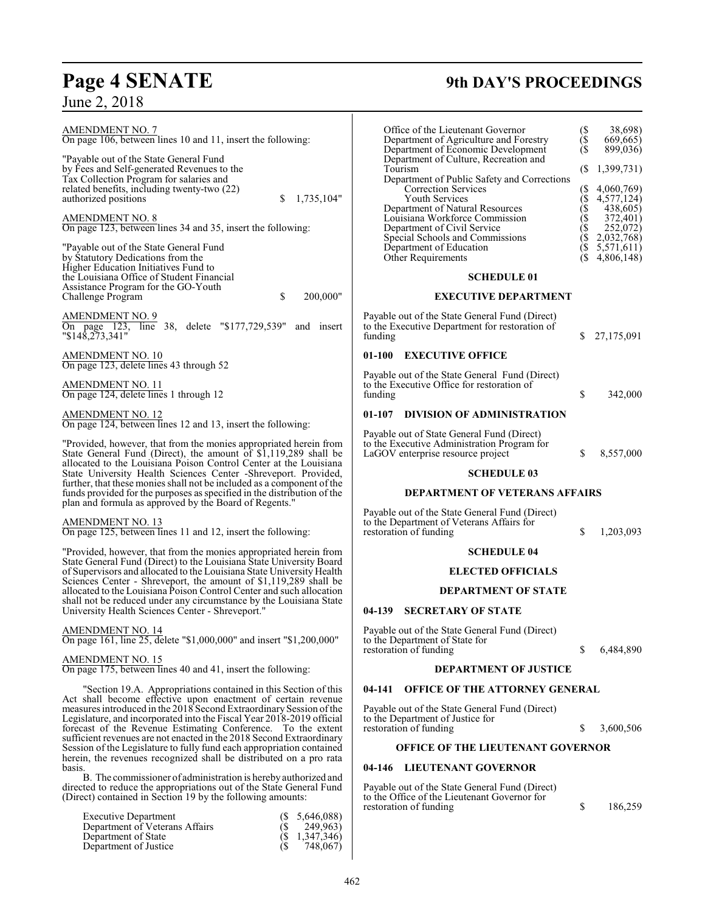AMENDMENT NO. 7
On page 106, between lines 10 and 11, insert the following:

"Payable out of the State General Fund by Fees and Self-generated Revenues to the Tax Collection Program for salaries and related benefits, including twenty-two (22) authorized positions $ 1,735,104"

AMENDMENT NO. 8
On page 123, between lines 34 and 35, insert the following:

"Payable out of the State General Fund by Statutory Dedications from the Higher Education Initiatives Fund to the Louisiana Office of Student Financial Assistance Program for the GO-Youth Challenge Program $ 200,000"

AMENDMENT NO. 9
On page 123, line 38, delete "$177,729,539" and insert "$148,273,341"

AMENDMENT NO. 10
On page 123, delete lines 43 through 52

AMENDMENT NO. 11
On page 124, delete lines 1 through 12

AMENDMENT NO. 12
On page 124, between lines 12 and 13, insert the following:

"Provided, however, that from the monies appropriated herein from State General Fund (Direct), the amount of $1,119,289 shall be allocated to the Louisiana Poison Control Center at the Louisiana State University Health Sciences Center -Shreveport. Provided, further, that these monies shall not be included as a component of the funds provided for the purposes as specified in the distribution of the plan and formula as approved by the Board of Regents."

AMENDMENT NO. 13
On page 125, between lines 11 and 12, insert the following:

"Provided, however, that from the monies appropriated herein from State General Fund (Direct) to the Louisiana State University Board of Supervisors and allocated to the Louisiana State University Health Sciences Center - Shreveport, the amount of $1,119,289 shall be allocated to the Louisiana Poison Control Center and such allocation shall not be reduced under any circumstance by the Louisiana State University Health Sciences Center - Shreveport."

AMENDMENT NO. 14
On page 161, line 25, delete "$1,000,000" and insert "$1,200,000"

AMENDMENT NO. 15
On page 175, between lines 40 and 41, insert the following:

"Section 19.A. Appropriations contained in this Section of this Act shall become effective upon enactment of certain revenue measures introduced in the 2018 Second Extraordinary Session of the Legislature, and incorporated into the Fiscal Year 2018-2019 official forecast of the Revenue Estimating Conference. To the extent sufficient revenues are not enacted in the 2018 Second Extraordinary Session of the Legislature to fully fund each appropriation contained herein, the revenues recognized shall be distributed on a pro rata basis.

B. The commissioner of administration is hereby authorized and directed to reduce the appropriations out of the State General Fund (Direct) contained in Section 19 by the following amounts:

| | |
|---|---|
| Executive Department | ($ 5,646,088) |
| Department of Veterans Affairs | ($ 249,963) |
| Department of State | ($ 1,347,346) |
| Department of Justice | ($ 748,067) |
| Office of the Lieutenant Governor | ($ 38,698) |
| Department of Agriculture and Forestry | ($ 669,665) |
| Department of Economic Development | ($ 899,036) |
| Department of Culture, Recreation and Tourism | ($ 1,399,731) |
| Department of Public Safety and Corrections | |
| Correction Services | ($ 4,060,769) |
| Youth Services | ($ 4,577,124) |
| Department of Natural Resources | ($ 438,605) |
| Louisiana Workforce Commission | ($ 372,401) |
| Department of Civil Service | ($ 252,072) |
| Special Schools and Commissions | ($ 2,032,768) |
| Department of Education | ($ 5,571,611) |
| Other Requirements | ($ 4,806,148) |

**SCHEDULE 01**

**EXECUTIVE DEPARTMENT**

Payable out of the State General Fund (Direct) to the Executive Department for restoration of funding $ 27,175,091

**01-100 EXECUTIVE OFFICE**

Payable out of the State General Fund (Direct) to the Executive Office for restoration of funding $ 342,000

**01-107 DIVISION OF ADMINISTRATION**

Payable out of State General Fund (Direct) to the Executive Administration Program for LaGOV enterprise resource project $ 8,557,000

**SCHEDULE 03**

**DEPARTMENT OF VETERANS AFFAIRS**

Payable out of the State General Fund (Direct) to the Department of Veterans Affairs for restoration of funding $ 1,203,093

**SCHEDULE 04**

**ELECTED OFFICIALS**

**DEPARTMENT OF STATE**

**04-139 SECRETARY OF STATE**

Payable out of the State General Fund (Direct) to the Department of State for restoration of funding $ 6,484,890

**DEPARTMENT OF JUSTICE**

**04-141 OFFICE OF THE ATTORNEY GENERAL**

Payable out of the State General Fund (Direct) to the Department of Justice for restoration of funding $ 3,600,506

**OFFICE OF THE LIEUTENANT GOVERNOR**

**04-146 LIEUTENANT GOVERNOR**

Payable out of the State General Fund (Direct) to the Office of the Lieutenant Governor for restoration of funding $ 186,259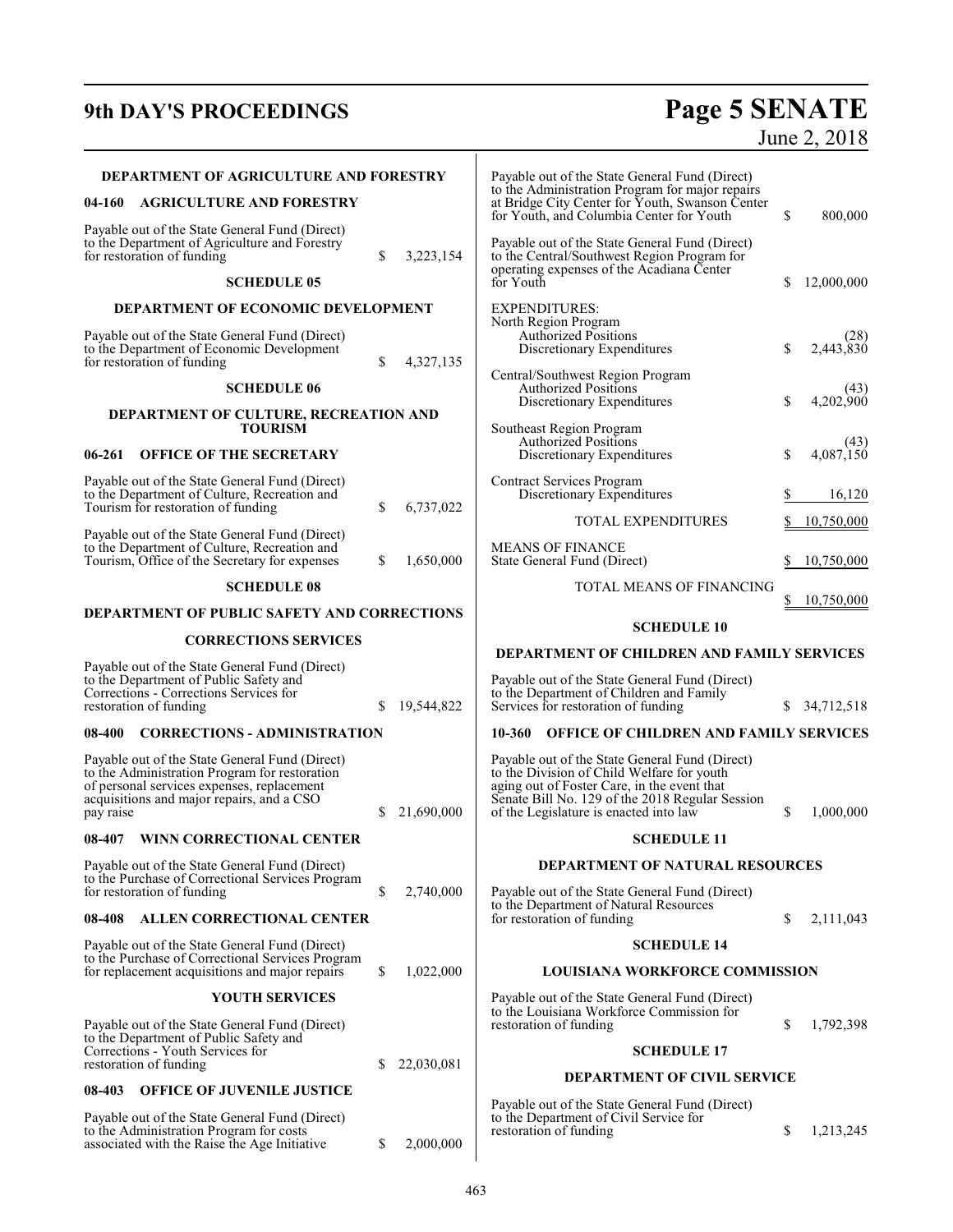**DEPARTMENT OF AGRICULTURE AND FORESTRY**

**04-160 AGRICULTURE AND FORESTRY**

Payable out of the State General Fund (Direct) to the Department of Agriculture and Forestry for restoration of funding $ 3,223,154

**SCHEDULE 05**

**DEPARTMENT OF ECONOMIC DEVELOPMENT**

Payable out of the State General Fund (Direct) to the Department of Economic Development for restoration of funding $ 4,327,135

**SCHEDULE 06**

**DEPARTMENT OF CULTURE, RECREATION AND TOURISM**

**06-261 OFFICE OF THE SECRETARY**

Payable out of the State General Fund (Direct) to the Department of Culture, Recreation and Tourism for restoration of funding $ 6,737,022

Payable out of the State General Fund (Direct) to the Department of Culture, Recreation and Tourism, Office of the Secretary for expenses $ 1,650,000

**SCHEDULE 08**

**DEPARTMENT OF PUBLIC SAFETY AND CORRECTIONS**

**CORRECTIONS SERVICES**

Payable out of the State General Fund (Direct) to the Department of Public Safety and Corrections - Corrections Services for restoration of funding $ 19,544,822

**08-400 CORRECTIONS - ADMINISTRATION**

Payable out of the State General Fund (Direct) to the Administration Program for restoration of personal services expenses, replacement acquisitions and major repairs, and a CSO pay raise $ 21,690,000

**08-407 WINN CORRECTIONAL CENTER**

Payable out of the State General Fund (Direct) to the Purchase of Correctional Services Program for restoration of funding $ 2,740,000

**08-408 ALLEN CORRECTIONAL CENTER**

Payable out of the State General Fund (Direct) to the Purchase of Correctional Services Program for replacement acquisitions and major repairs $ 1,022,000

**YOUTH SERVICES**

Payable out of the State General Fund (Direct) to the Department of Public Safety and Corrections - Youth Services for restoration of funding $ 22,030,081

**08-403 OFFICE OF JUVENILE JUSTICE**

Payable out of the State General Fund (Direct) to the Administration Program for costs associated with the Raise the Age Initiative $ 2,000,000

Payable out of the State General Fund (Direct) to the Administration Program for major repairs at Bridge City Center for Youth, Swanson Center for Youth, and Columbia Center for Youth $ 800,000

Payable out of the State General Fund (Direct) to the Central/Southwest Region Program for operating expenses of the Acadiana Center for Youth $ 12,000,000

EXPENDITURES:

| | | |
|---|---|---|
| North Region Program | | |
| Authorized Positions | | (28) |
| Discretionary Expenditures | $ | 2,443,830 |
| Central/Southwest Region Program | | |
| Authorized Positions | | (43) |
| Discretionary Expenditures | $ | 4,202,900 |
| Southeast Region Program | | |
| Authorized Positions | | (43) |
| Discretionary Expenditures | $ | 4,087,150 |
| Contract Services Program | | |
| Discretionary Expenditures | $ | 16,120 |
| TOTAL EXPENDITURES | $ | 10,750,000 |
| MEANS OF FINANCE | | |
| State General Fund (Direct) | $ | 10,750,000 |
| TOTAL MEANS OF FINANCING | $ | 10,750,000 |

**SCHEDULE 10**

**DEPARTMENT OF CHILDREN AND FAMILY SERVICES**

Payable out of the State General Fund (Direct) to the Department of Children and Family Services for restoration of funding $ 34,712,518

**10-360 OFFICE OF CHILDREN AND FAMILY SERVICES**

Payable out of the State General Fund (Direct) to the Division of Child Welfare for youth aging out of Foster Care, in the event that Senate Bill No. 129 of the 2018 Regular Session of the Legislature is enacted into law $ 1,000,000

**SCHEDULE 11**

**DEPARTMENT OF NATURAL RESOURCES**

Payable out of the State General Fund (Direct) to the Department of Natural Resources for restoration of funding $ 2,111,043

**SCHEDULE 14**

**LOUISIANA WORKFORCE COMMISSION**

Payable out of the State General Fund (Direct) to the Louisiana Workforce Commission for restoration of funding $ 1,792,398

**SCHEDULE 17**

**DEPARTMENT OF CIVIL SERVICE**

Payable out of the State General Fund (Direct) to the Department of Civil Service for restoration of funding $ 1,213,245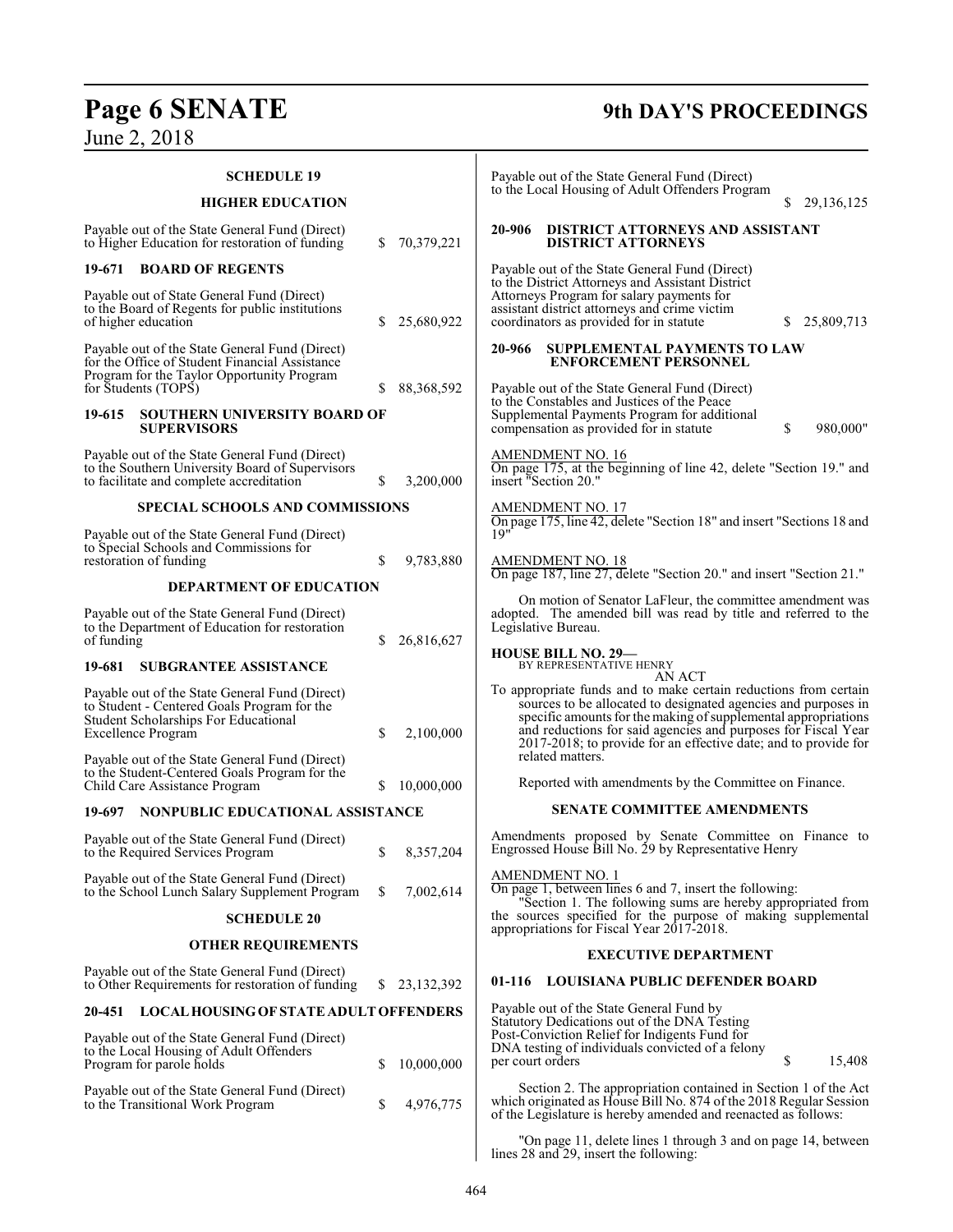**SCHEDULE 19**

**HIGHER EDUCATION**

Payable out of the State General Fund (Direct) to Higher Education for restoration of funding $ 70,379,221

**19-671 BOARD OF REGENTS**

Payable out of State General Fund (Direct) to the Board of Regents for public institutions of higher education $ 25,680,922

Payable out of the State General Fund (Direct) for the Office of Student Financial Assistance Program for the Taylor Opportunity Program for Students (TOPS) $ 88,368,592

**19-615 SOUTHERN UNIVERSITY BOARD OF SUPERVISORS**

Payable out of the State General Fund (Direct) to the Southern University Board of Supervisors to facilitate and complete accreditation $ 3,200,000

**SPECIAL SCHOOLS AND COMMISSIONS**

Payable out of the State General Fund (Direct) to Special Schools and Commissions for restoration of funding $ 9,783,880

**DEPARTMENT OF EDUCATION**

Payable out of the State General Fund (Direct) to the Department of Education for restoration of funding $ 26,816,627

**19-681 SUBGRANTEE ASSISTANCE**

Payable out of the State General Fund (Direct) to Student - Centered Goals Program for the Student Scholarships For Educational Excellence Program $ 2,100,000

Payable out of the State General Fund (Direct) to the Student-Centered Goals Program for the Child Care Assistance Program $ 10,000,000

**19-697 NONPUBLIC EDUCATIONAL ASSISTANCE**

Payable out of the State General Fund (Direct) to the Required Services Program $ 8,357,204

Payable out of the State General Fund (Direct) to the School Lunch Salary Supplement Program $ 7,002,614

**SCHEDULE 20**

**OTHER REQUIREMENTS**

Payable out of the State General Fund (Direct) to Other Requirements for restoration of funding $ 23,132,392

**20-451 LOCAL HOUSING OF STATE ADULT OFFENDERS**

Payable out of the State General Fund (Direct) to the Local Housing of Adult Offenders Program for parole holds $ 10,000,000

Payable out of the State General Fund (Direct) to the Transitional Work Program $ 4,976,775

Payable out of the State General Fund (Direct) to the Local Housing of Adult Offenders Program $ 29,136,125

**20-906 DISTRICT ATTORNEYS AND ASSISTANT DISTRICT ATTORNEYS**

Payable out of the State General Fund (Direct) to the District Attorneys and Assistant District Attorneys Program for salary payments for assistant district attorneys and crime victim coordinators as provided for in statute $ 25,809,713

**20-966 SUPPLEMENTAL PAYMENTS TO LAW ENFORCEMENT PERSONNEL**

Payable out of the State General Fund (Direct) to the Constables and Justices of the Peace Supplemental Payments Program for additional compensation as provided for in statute $ 980,000"

AMENDMENT NO. 16
On page 175, at the beginning of line 42, delete "Section 19." and insert "Section 20."

AMENDMENT NO. 17
On page 175, line 42, delete "Section 18" and insert "Sections 18 and 19"

AMENDMENT NO. 18
On page 187, line 27, delete "Section 20." and insert "Section 21."

On motion of Senator LaFleur, the committee amendment was adopted. The amended bill was read by title and referred to the Legislative Bureau.

**HOUSE BILL NO. 29—**
BY REPRESENTATIVE HENRY

AN ACT

To appropriate funds and to make certain reductions from certain sources to be allocated to designated agencies and purposes in specific amounts for the making of supplemental appropriations and reductions for said agencies and purposes for Fiscal Year 2017-2018; to provide for an effective date; and to provide for related matters.

Reported with amendments by the Committee on Finance.

**SENATE COMMITTEE AMENDMENTS**

Amendments proposed by Senate Committee on Finance to Engrossed House Bill No. 29 by Representative Henry

AMENDMENT NO. 1
On page 1, between lines 6 and 7, insert the following:

"Section 1. The following sums are hereby appropriated from the sources specified for the purpose of making supplemental appropriations for Fiscal Year 2017-2018.

**EXECUTIVE DEPARTMENT**

**01-116 LOUISIANA PUBLIC DEFENDER BOARD**

Payable out of the State General Fund by Statutory Dedications out of the DNA Testing Post-Conviction Relief for Indigents Fund for DNA testing of individuals convicted of a felony per court orders $ 15,408

Section 2. The appropriation contained in Section 1 of the Act which originated as House Bill No. 874 of the 2018 Regular Session of the Legislature is hereby amended and reenacted as follows:

"On page 11, delete lines 1 through 3 and on page 14, between lines 28 and 29, insert the following: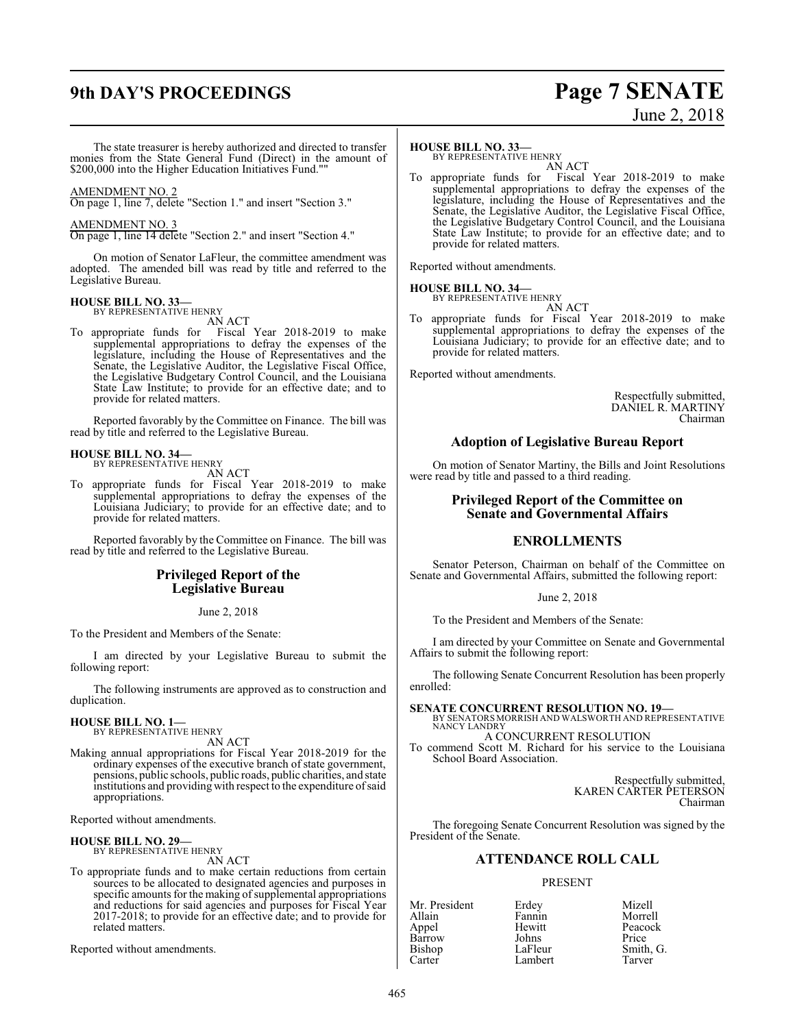The state treasurer is hereby authorized and directed to transfer monies from the State General Fund (Direct) in the amount of $200,000 into the Higher Education Initiatives Fund.""

AMENDMENT NO. 2
On page 1, line 7, delete "Section 1." and insert "Section 3."

AMENDMENT NO. 3
On page 1, line 14 delete "Section 2." and insert "Section 4."

On motion of Senator LaFleur, the committee amendment was adopted. The amended bill was read by title and referred to the Legislative Bureau.

**HOUSE BILL NO. 33—**
BY REPRESENTATIVE HENRY
AN ACT
To appropriate funds for Fiscal Year 2018-2019 to make supplemental appropriations to defray the expenses of the legislature, including the House of Representatives and the Senate, the Legislative Auditor, the Legislative Fiscal Office, the Legislative Budgetary Control Council, and the Louisiana State Law Institute; to provide for an effective date; and to provide for related matters.

Reported favorably by the Committee on Finance. The bill was read by title and referred to the Legislative Bureau.

**HOUSE BILL NO. 34—**
BY REPRESENTATIVE HENRY
AN ACT
To appropriate funds for Fiscal Year 2018-2019 to make supplemental appropriations to defray the expenses of the Louisiana Judiciary; to provide for an effective date; and to provide for related matters.

Reported favorably by the Committee on Finance. The bill was read by title and referred to the Legislative Bureau.

## Privileged Report of the Legislative Bureau

June 2, 2018

To the President and Members of the Senate:

I am directed by your Legislative Bureau to submit the following report:

The following instruments are approved as to construction and duplication.

**HOUSE BILL NO. 1—**
BY REPRESENTATIVE HENRY
AN ACT
Making annual appropriations for Fiscal Year 2018-2019 for the ordinary expenses of the executive branch of state government, pensions, public schools, public roads, public charities, and state institutions and providing with respect to the expenditure of said appropriations.

Reported without amendments.

**HOUSE BILL NO. 29—**
BY REPRESENTATIVE HENRY
AN ACT
To appropriate funds and to make certain reductions from certain sources to be allocated to designated agencies and purposes in specific amounts for the making of supplemental appropriations and reductions for said agencies and purposes for Fiscal Year 2017-2018; to provide for an effective date; and to provide for related matters.

Reported without amendments.

**HOUSE BILL NO. 33—**
BY REPRESENTATIVE HENRY
AN ACT
To appropriate funds for Fiscal Year 2018-2019 to make supplemental appropriations to defray the expenses of the legislature, including the House of Representatives and the Senate, the Legislative Auditor, the Legislative Fiscal Office, the Legislative Budgetary Control Council, and the Louisiana State Law Institute; to provide for an effective date; and to provide for related matters.

Reported without amendments.

**HOUSE BILL NO. 34—**
BY REPRESENTATIVE HENRY
AN ACT
To appropriate funds for Fiscal Year 2018-2019 to make supplemental appropriations to defray the expenses of the Louisiana Judiciary; to provide for an effective date; and to provide for related matters.

Reported without amendments.

Respectfully submitted,
DANIEL R. MARTINY
Chairman

## Adoption of Legislative Bureau Report

On motion of Senator Martiny, the Bills and Joint Resolutions were read by title and passed to a third reading.

## Privileged Report of the Committee on Senate and Governmental Affairs

## ENROLLMENTS

Senator Peterson, Chairman on behalf of the Committee on Senate and Governmental Affairs, submitted the following report:

June 2, 2018

To the President and Members of the Senate:

I am directed by your Committee on Senate and Governmental Affairs to submit the following report:

The following Senate Concurrent Resolution has been properly enrolled:

**SENATE CONCURRENT RESOLUTION NO. 19—**
BY SENATORS MORRISH AND WALSWORTH AND REPRESENTATIVE NANCY LANDRY
A CONCURRENT RESOLUTION
To commend Scott M. Richard for his service to the Louisiana School Board Association.

Respectfully submitted,
KAREN CARTER PETERSON
Chairman

The foregoing Senate Concurrent Resolution was signed by the President of the Senate.

## ATTENDANCE ROLL CALL

PRESENT

| | | |
|---|---|---|
| Mr. President | Erdey | Mizell |
| Allain | Fannin | Morrell |
| Appel | Hewitt | Peacock |
| Barrow | Johns | Price |
| Bishop | LaFleur | Smith, G. |
| Carter | Lambert | Tarver |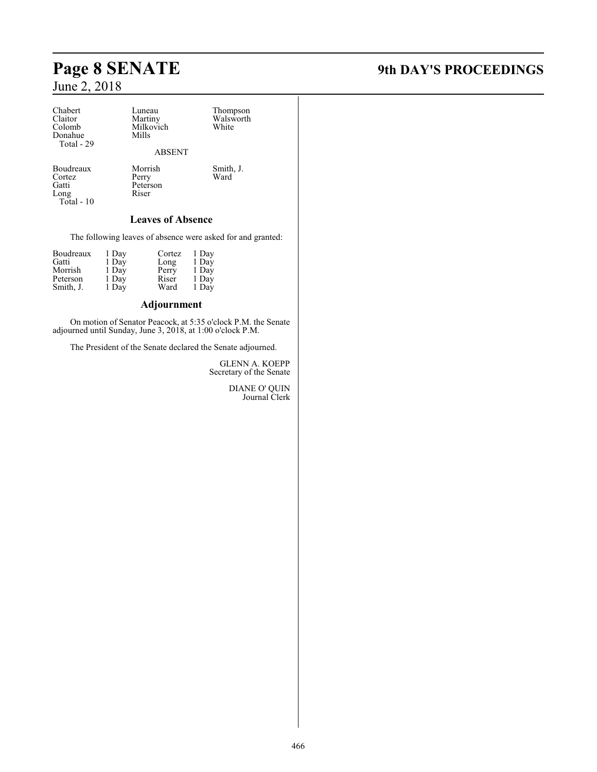| | | |
|---|---|---|
| Chabert | Luneau | Thompson |
| Claitor | Martiny | Walsworth |
| Colomb | Milkovich | White |
| Donahue | Mills | |
| Total - 29 | | |

ABSENT

| | | |
|---|---|---|
| Boudreaux | Morrish | Smith, J. |
| Cortez | Perry | Ward |
| Gatti | Peterson | |
| Long | Riser | |
| Total - 10 | | |

## Leaves of Absence

The following leaves of absence were asked for and granted:

| | | | |
|---|---|---|---|
| Boudreaux | 1 Day | Cortez | 1 Day |
| Gatti | 1 Day | Long | 1 Day |
| Morrish | 1 Day | Perry | 1 Day |
| Peterson | 1 Day | Riser | 1 Day |
| Smith, J. | 1 Day | Ward | 1 Day |

## Adjournment

On motion of Senator Peacock, at 5:35 o'clock P.M. the Senate adjourned until Sunday, June 3, 2018, at 1:00 o'clock P.M.

The President of the Senate declared the Senate adjourned.

GLENN A. KOEPP
Secretary of the Senate

DIANE O' QUIN
Journal Clerk